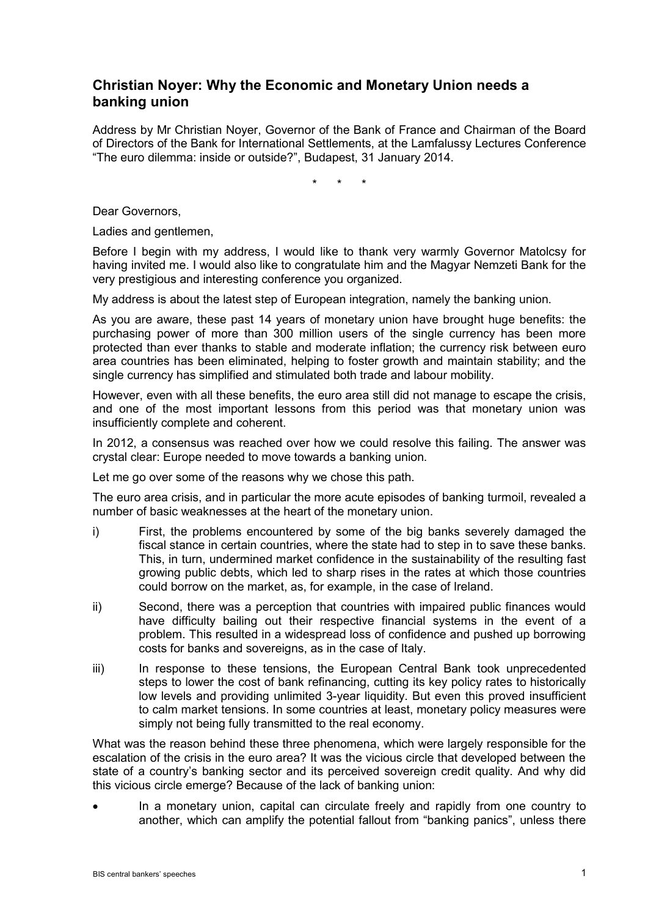# Christian Noyer: Why the Economic and Monetary Union needs a banking union

Address by Mr Christian Noyer, Governor of the Bank of France and Chairman of the Board of Directors of the Bank for International Settlements, at the Lamfalussy Lectures Conference "The euro dilemma: inside or outside?", Budapest, 31 January 2014.

\* \* \*

Dear Governors,

Ladies and gentlemen,

Before I begin with my address, I would like to thank very warmly Governor Matolcsy for having invited me. I would also like to congratulate him and the Magyar Nemzeti Bank for the very prestigious and interesting conference you organized.

My address is about the latest step of European integration, namely the banking union.

As you are aware, these past 14 years of monetary union have brought huge benefits: the purchasing power of more than 300 million users of the single currency has been more protected than ever thanks to stable and moderate inflation; the currency risk between euro area countries has been eliminated, helping to foster growth and maintain stability; and the single currency has simplified and stimulated both trade and labour mobility.

However, even with all these benefits, the euro area still did not manage to escape the crisis, and one of the most important lessons from this period was that monetary union was insufficiently complete and coherent.

In 2012, a consensus was reached over how we could resolve this failing. The answer was crystal clear: Europe needed to move towards a banking union.

Let me go over some of the reasons why we chose this path.

The euro area crisis, and in particular the more acute episodes of banking turmoil, revealed a number of basic weaknesses at the heart of the monetary union.

i) First, the problems encountered by some of the big banks severely damaged the fiscal stance in certain countries, where the state had to step in to save these banks. This, in turn, undermined market confidence in the sustainability of the resulting fast growing public debts, which led to sharp rises in the rates at which those countries could borrow on the market, as, for example, in the case of Ireland.

ii) Second, there was a perception that countries with impaired public finances would have difficulty bailing out their respective financial systems in the event of a problem. This resulted in a widespread loss of confidence and pushed up borrowing costs for banks and sovereigns, as in the case of Italy.

iii) In response to these tensions, the European Central Bank took unprecedented steps to lower the cost of bank refinancing, cutting its key policy rates to historically low levels and providing unlimited 3-year liquidity. But even this proved insufficient to calm market tensions. In some countries at least, monetary policy measures were simply not being fully transmitted to the real economy.

What was the reason behind these three phenomena, which were largely responsible for the escalation of the crisis in the euro area? It was the vicious circle that developed between the state of a country's banking sector and its perceived sovereign credit quality. And why did this vicious circle emerge? Because of the lack of banking union:

- In a monetary union, capital can circulate freely and rapidly from one country to another, which can amplify the potential fallout from "banking panics", unless there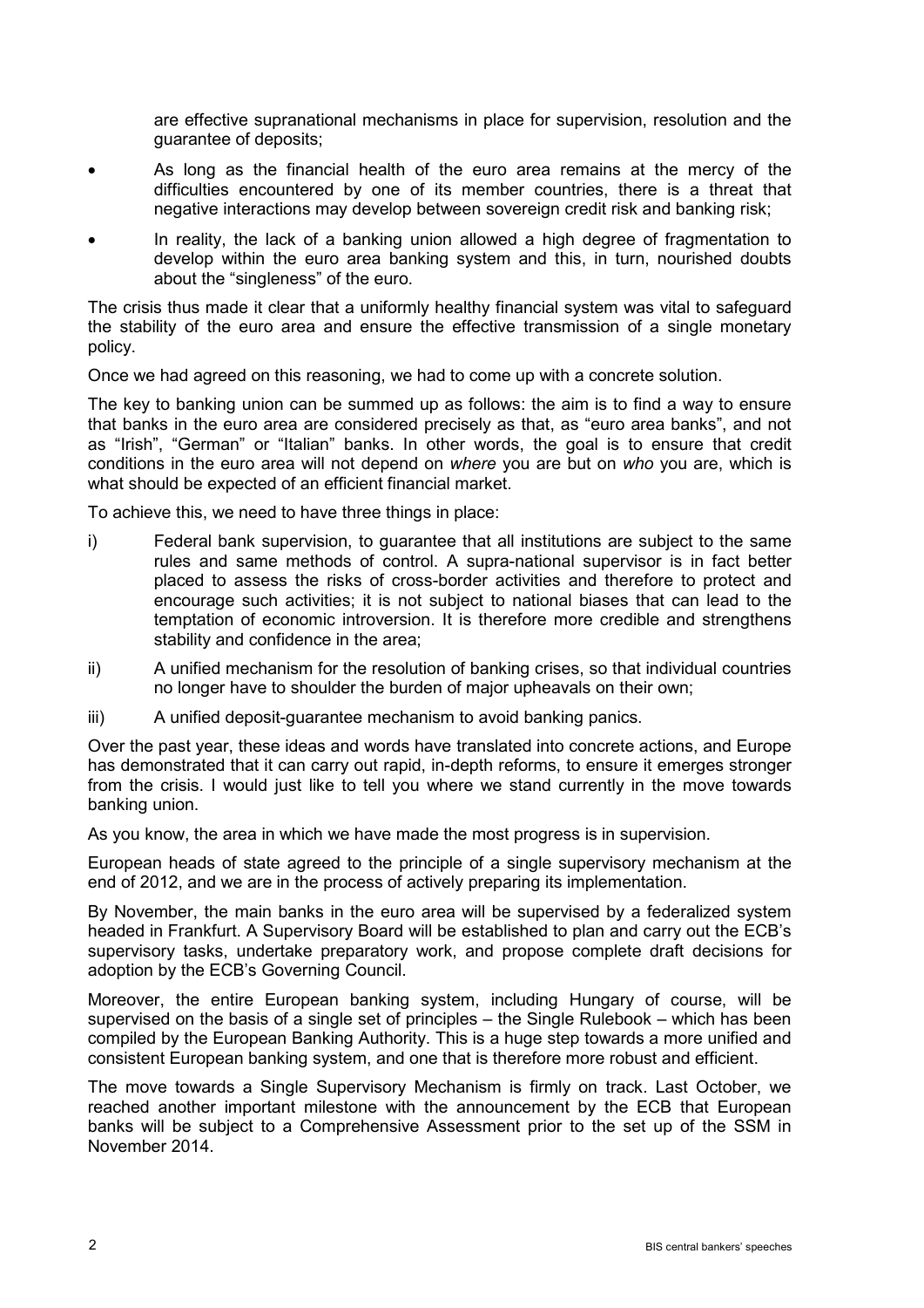are effective supranational mechanisms in place for supervision, resolution and the guarantee of deposits;

- As long as the financial health of the euro area remains at the mercy of the difficulties encountered by one of its member countries, there is a threat that negative interactions may develop between sovereign credit risk and banking risk;
- In reality, the lack of a banking union allowed a high degree of fragmentation to develop within the euro area banking system and this, in turn, nourished doubts about the "singleness" of the euro.

The crisis thus made it clear that a uniformly healthy financial system was vital to safeguard the stability of the euro area and ensure the effective transmission of a single monetary policy.

Once we had agreed on this reasoning, we had to come up with a concrete solution.

The key to banking union can be summed up as follows: the aim is to find a way to ensure that banks in the euro area are considered precisely as that, as "euro area banks", and not as "Irish", "German" or "Italian" banks. In other words, the goal is to ensure that credit conditions in the euro area will not depend on *where* you are but on *who* you are, which is what should be expected of an efficient financial market.

To achieve this, we need to have three things in place:

i) Federal bank supervision, to guarantee that all institutions are subject to the same rules and same methods of control. A supra-national supervisor is in fact better placed to assess the risks of cross-border activities and therefore to protect and encourage such activities; it is not subject to national biases that can lead to the temptation of economic introversion. It is therefore more credible and strengthens stability and confidence in the area;

ii) A unified mechanism for the resolution of banking crises, so that individual countries no longer have to shoulder the burden of major upheavals on their own;

iii) A unified deposit-guarantee mechanism to avoid banking panics.

Over the past year, these ideas and words have translated into concrete actions, and Europe has demonstrated that it can carry out rapid, in-depth reforms, to ensure it emerges stronger from the crisis. I would just like to tell you where we stand currently in the move towards banking union.

As you know, the area in which we have made the most progress is in supervision.

European heads of state agreed to the principle of a single supervisory mechanism at the end of 2012, and we are in the process of actively preparing its implementation.

By November, the main banks in the euro area will be supervised by a federalized system headed in Frankfurt. A Supervisory Board will be established to plan and carry out the ECB's supervisory tasks, undertake preparatory work, and propose complete draft decisions for adoption by the ECB's Governing Council.

Moreover, the entire European banking system, including Hungary of course, will be supervised on the basis of a single set of principles – the Single Rulebook – which has been compiled by the European Banking Authority. This is a huge step towards a more unified and consistent European banking system, and one that is therefore more robust and efficient.

The move towards a Single Supervisory Mechanism is firmly on track. Last October, we reached another important milestone with the announcement by the ECB that European banks will be subject to a Comprehensive Assessment prior to the set up of the SSM in November 2014.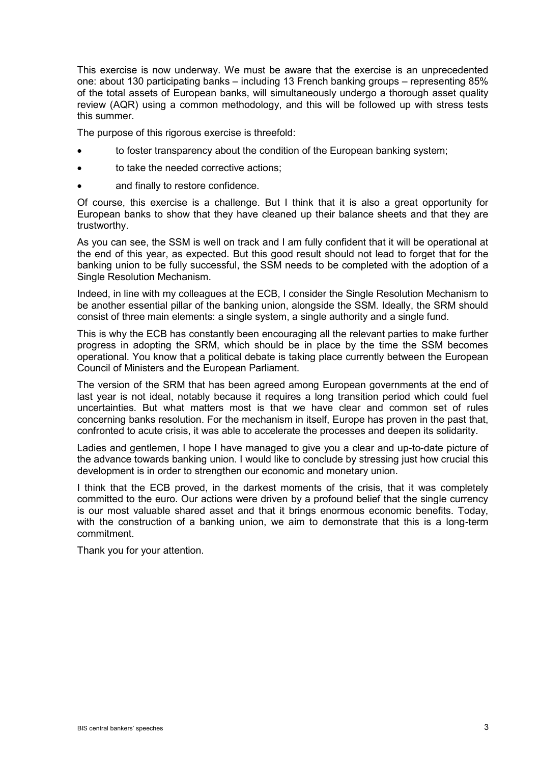This exercise is now underway. We must be aware that the exercise is an unprecedented one: about 130 participating banks – including 13 French banking groups – representing 85% of the total assets of European banks, will simultaneously undergo a thorough asset quality review (AQR) using a common methodology, and this will be followed up with stress tests this summer.

The purpose of this rigorous exercise is threefold:

- to foster transparency about the condition of the European banking system;
- to take the needed corrective actions;
- and finally to restore confidence.

Of course, this exercise is a challenge. But I think that it is also a great opportunity for European banks to show that they have cleaned up their balance sheets and that they are trustworthy.

As you can see, the SSM is well on track and I am fully confident that it will be operational at the end of this year, as expected. But this good result should not lead to forget that for the banking union to be fully successful, the SSM needs to be completed with the adoption of a Single Resolution Mechanism.

Indeed, in line with my colleagues at the ECB, I consider the Single Resolution Mechanism to be another essential pillar of the banking union, alongside the SSM. Ideally, the SRM should consist of three main elements: a single system, a single authority and a single fund.

This is why the ECB has constantly been encouraging all the relevant parties to make further progress in adopting the SRM, which should be in place by the time the SSM becomes operational. You know that a political debate is taking place currently between the European Council of Ministers and the European Parliament.

The version of the SRM that has been agreed among European governments at the end of last year is not ideal, notably because it requires a long transition period which could fuel uncertainties. But what matters most is that we have clear and common set of rules concerning banks resolution. For the mechanism in itself, Europe has proven in the past that, confronted to acute crisis, it was able to accelerate the processes and deepen its solidarity.

Ladies and gentlemen, I hope I have managed to give you a clear and up-to-date picture of the advance towards banking union. I would like to conclude by stressing just how crucial this development is in order to strengthen our economic and monetary union.

I think that the ECB proved, in the darkest moments of the crisis, that it was completely committed to the euro. Our actions were driven by a profound belief that the single currency is our most valuable shared asset and that it brings enormous economic benefits. Today, with the construction of a banking union, we aim to demonstrate that this is a long-term commitment.

Thank you for your attention.